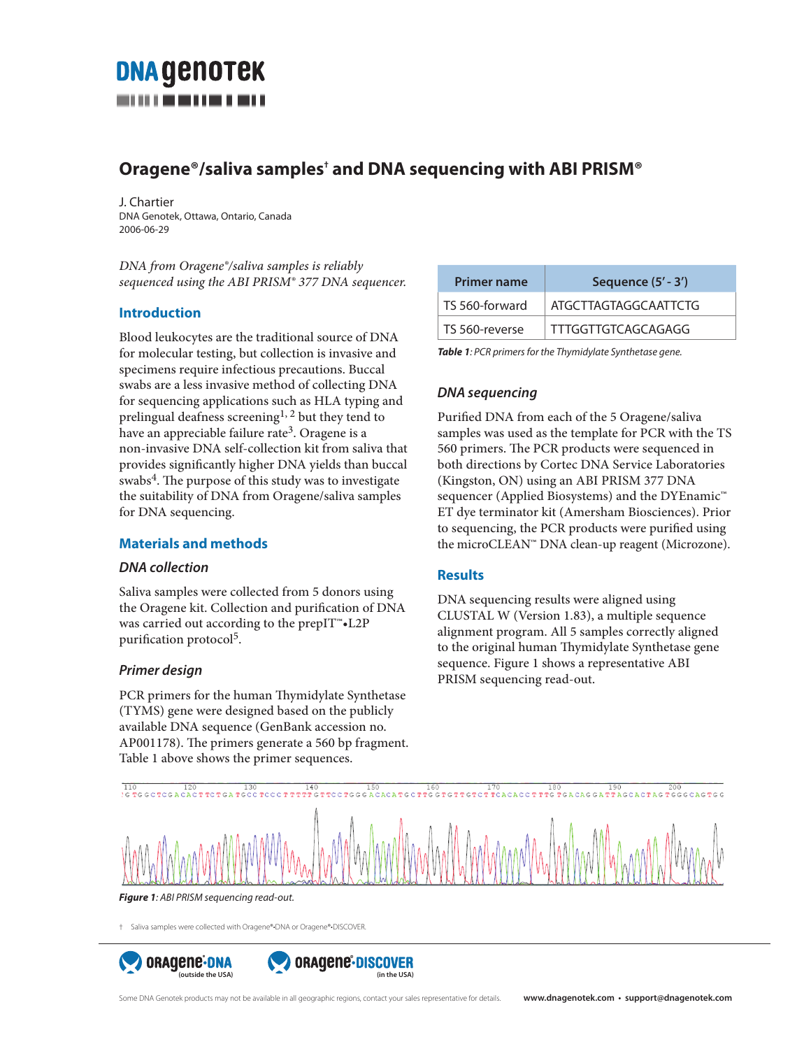# Oragene®/saliva samples† and DNA sequencing with ABI PRISM®

J. Chartier
DNA Genotek, Ottawa, Ontario, Canada
2006-06-29

*DNA from Oragene®/saliva samples is reliably sequenced using the ABI PRISM® 377 DNA sequencer.*

## Introduction

Blood leukocytes are the traditional source of DNA for molecular testing, but collection is invasive and specimens require infectious precautions. Buccal swabs are a less invasive method of collecting DNA for sequencing applications such as HLA typing and prelingual deafness screening[1, 2] but they tend to have an appreciable failure rate[3]. Oragene is a non-invasive DNA self-collection kit from saliva that provides significantly higher DNA yields than buccal swabs[4]. The purpose of this study was to investigate the suitability of DNA from Oragene/saliva samples for DNA sequencing.

## Materials and methods

### DNA collection

Saliva samples were collected from 5 donors using the Oragene kit. Collection and purification of DNA was carried out according to the prepIT™•L2P purification protocol[5].

### Primer design

PCR primers for the human Thymidylate Synthetase (TYMS) gene were designed based on the publicly available DNA sequence (GenBank accession no. AP001178). The primers generate a 560 bp fragment. Table 1 above shows the primer sequences.

| Primer name | Sequence (5′ - 3′) |
|---|---|
| TS 560-forward | ATGCTTAGTAGGCAATTCTG |
| TS 560-reverse | TTTGGTTGTCAGCAGAGG |

***Table 1**: PCR primers for the Thymidylate Synthetase gene.*

### DNA sequencing

Purified DNA from each of the 5 Oragene/saliva samples was used as the template for PCR with the TS 560 primers. The PCR products were sequenced in both directions by Cortec DNA Service Laboratories (Kingston, ON) using an ABI PRISM 377 DNA sequencer (Applied Biosystems) and the DYEnamic™ ET dye terminator kit (Amersham Biosciences). Prior to sequencing, the PCR products were purified using the microCLEAN™ DNA clean-up reagent (Microzone).

## Results

DNA sequencing results were aligned using CLUSTAL W (Version 1.83), a multiple sequence alignment program. All 5 samples correctly aligned to the original human Thymidylate Synthetase gene sequence. Figure 1 shows a representative ABI PRISM sequencing read-out.

***Figure 1**: ABI PRISM sequencing read-out.*

† Saliva samples were collected with Oragene®•DNA or Oragene®•DISCOVER.

Some DNA Genotek products may not be available in all geographic regions, contact your sales representative for details.

www.dnagenotek.com • support@dnagenotek.com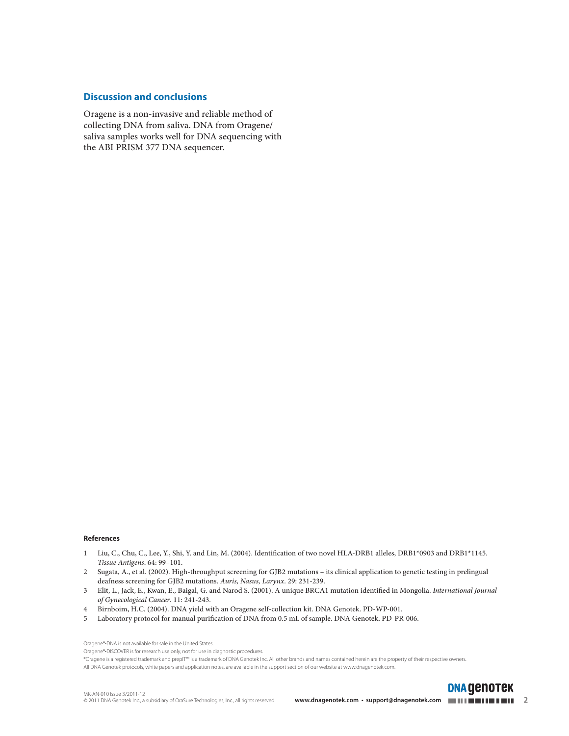## Discussion and conclusions

Oragene is a non-invasive and reliable method of collecting DNA from saliva. DNA from Oragene/saliva samples works well for DNA sequencing with the ABI PRISM 377 DNA sequencer.

**References**

1. Liu, C., Chu, C., Lee, Y., Shi, Y. and Lin, M. (2004). Identification of two novel HLA-DRB1 alleles, DRB1*0903 and DRB1*1145. *Tissue Antigens*. 64: 99–101.
2. Sugata, A., et al. (2002). High-throughput screening for GJB2 mutations – its clinical application to genetic testing in prelingual deafness screening for GJB2 mutations. *Auris, Nasus, Larynx*. 29: 231-239.
3. Elit, L., Jack, E., Kwan, E., Baigal, G. and Narod S. (2001). A unique BRCA1 mutation identified in Mongolia. *International Journal of Gynecological Cancer*. 11: 241-243.
4. Birnboim, H.C. (2004). DNA yield with an Oragene self-collection kit. DNA Genotek. PD-WP-001.
5. Laboratory protocol for manual purification of DNA from 0.5 mL of sample. DNA Genotek. PD-PR-006.

Oragene®•DNA is not available for sale in the United States.
Oragene®•DISCOVER is for research use only, not for use in diagnostic procedures.
®Oragene is a registered trademark and prepIT™ is a trademark of DNA Genotek Inc. All other brands and names contained herein are the property of their respective owners.
All DNA Genotek protocols, white papers and application notes, are available in the support section of our website at www.dnagenotek.com.

MK-AN-010 Issue 3/2011-12
© 2011 DNA Genotek Inc., a subsidiary of OraSure Technologies, Inc., all rights reserved.

**www.dnagenotek.com • support@dnagenotek.com**